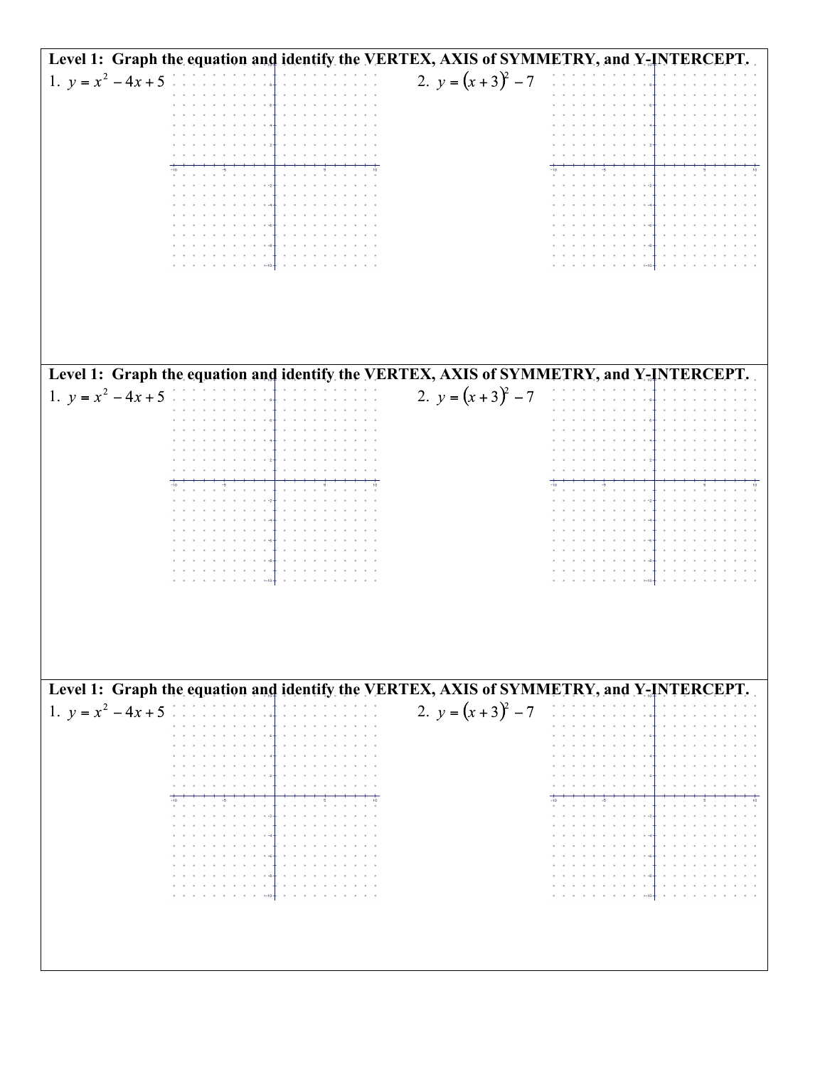**Level 1: Graph the equation and identify the VERTEX, AXIS of SYMMETRY, and Y-INTERCEPT.**

1. $y = x^2 - 4x + 5$

2. $y = (x+3)^2 - 7$

---

**Level 1: Graph the equation and identify the VERTEX, AXIS of SYMMETRY, and Y-INTERCEPT.**

1. $y = x^2 - 4x + 5$

2. $y = (x+3)^2 - 7$

---

**Level 1: Graph the equation and identify the VERTEX, AXIS of SYMMETRY, and Y-INTERCEPT.**

1. $y = x^2 - 4x + 5$

2. $y = (x+3)^2 - 7$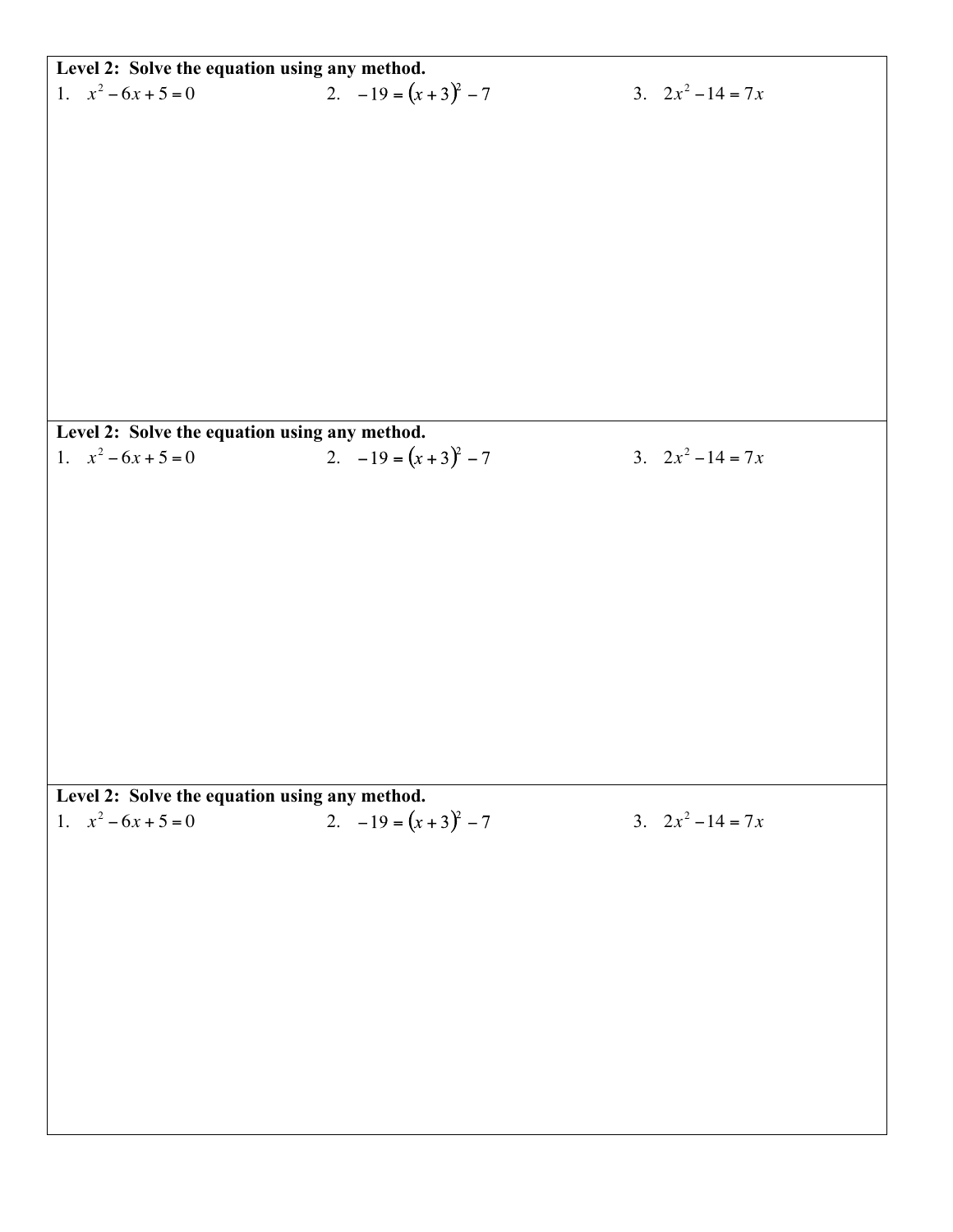**Level 2: Solve the equation using any method.**

1. $x^2 - 6x + 5 = 0$

2. $-19 = (x+3)^2 - 7$

3. $2x^2 - 14 = 7x$

**Level 2: Solve the equation using any method.**

1. $x^2 - 6x + 5 = 0$

2. $-19 = (x+3)^2 - 7$

3. $2x^2 - 14 = 7x$

**Level 2: Solve the equation using any method.**

1. $x^2 - 6x + 5 = 0$

2. $-19 = (x+3)^2 - 7$

3. $2x^2 - 14 = 7x$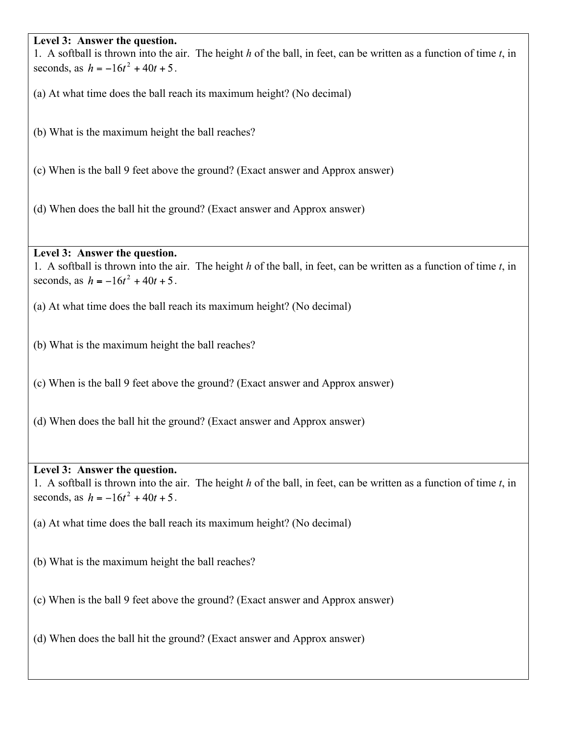**Level 3: Answer the question.**

1. A softball is thrown into the air. The height $h$ of the ball, in feet, can be written as a function of time $t$, in seconds, as $h = -16t^2 + 40t + 5$.

(a) At what time does the ball reach its maximum height? (No decimal)

(b) What is the maximum height the ball reaches?

(c) When is the ball 9 feet above the ground? (Exact answer and Approx answer)

(d) When does the ball hit the ground? (Exact answer and Approx answer)

**Level 3: Answer the question.**

1. A softball is thrown into the air. The height $h$ of the ball, in feet, can be written as a function of time $t$, in seconds, as $h = -16t^2 + 40t + 5$.

(a) At what time does the ball reach its maximum height? (No decimal)

(b) What is the maximum height the ball reaches?

(c) When is the ball 9 feet above the ground? (Exact answer and Approx answer)

(d) When does the ball hit the ground? (Exact answer and Approx answer)

**Level 3: Answer the question.**

1. A softball is thrown into the air. The height $h$ of the ball, in feet, can be written as a function of time $t$, in seconds, as $h = -16t^2 + 40t + 5$.

(a) At what time does the ball reach its maximum height? (No decimal)

(b) What is the maximum height the ball reaches?

(c) When is the ball 9 feet above the ground? (Exact answer and Approx answer)

(d) When does the ball hit the ground? (Exact answer and Approx answer)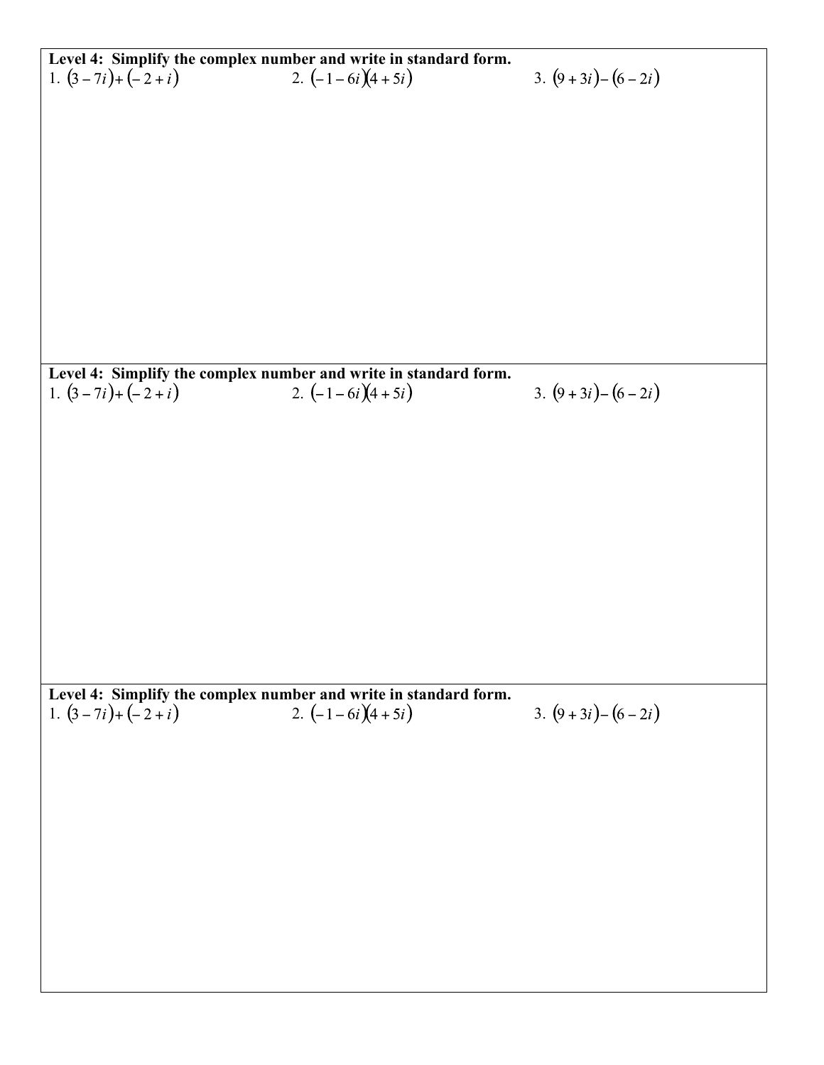**Level 4: Simplify the complex number and write in standard form.**

1. $(3-7i)+(-2+i)$
2. $(-1-6i)(4+5i)$
3. $(9+3i)-(6-2i)$

**Level 4: Simplify the complex number and write in standard form.**

1. $(3-7i)+(-2+i)$
2. $(-1-6i)(4+5i)$
3. $(9+3i)-(6-2i)$

**Level 4: Simplify the complex number and write in standard form.**

1. $(3-7i)+(-2+i)$
2. $(-1-6i)(4+5i)$
3. $(9+3i)-(6-2i)$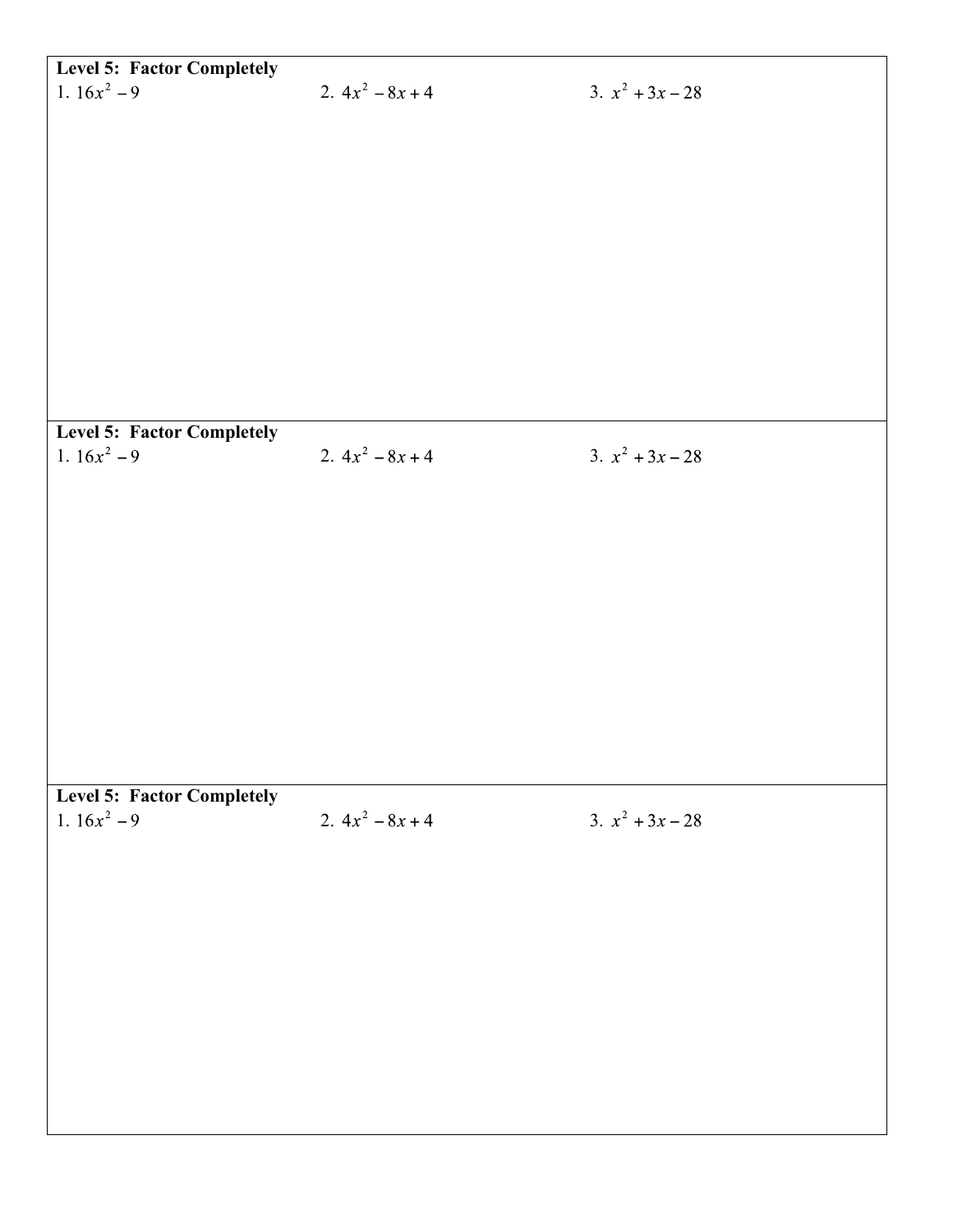**Level 5: Factor Completely**

1. $16x^2 - 9$
2. $4x^2 - 8x + 4$
3. $x^2 + 3x - 28$

**Level 5: Factor Completely**

1. $16x^2 - 9$
2. $4x^2 - 8x + 4$
3. $x^2 + 3x - 28$

**Level 5: Factor Completely**

1. $16x^2 - 9$
2. $4x^2 - 8x + 4$
3. $x^2 + 3x - 28$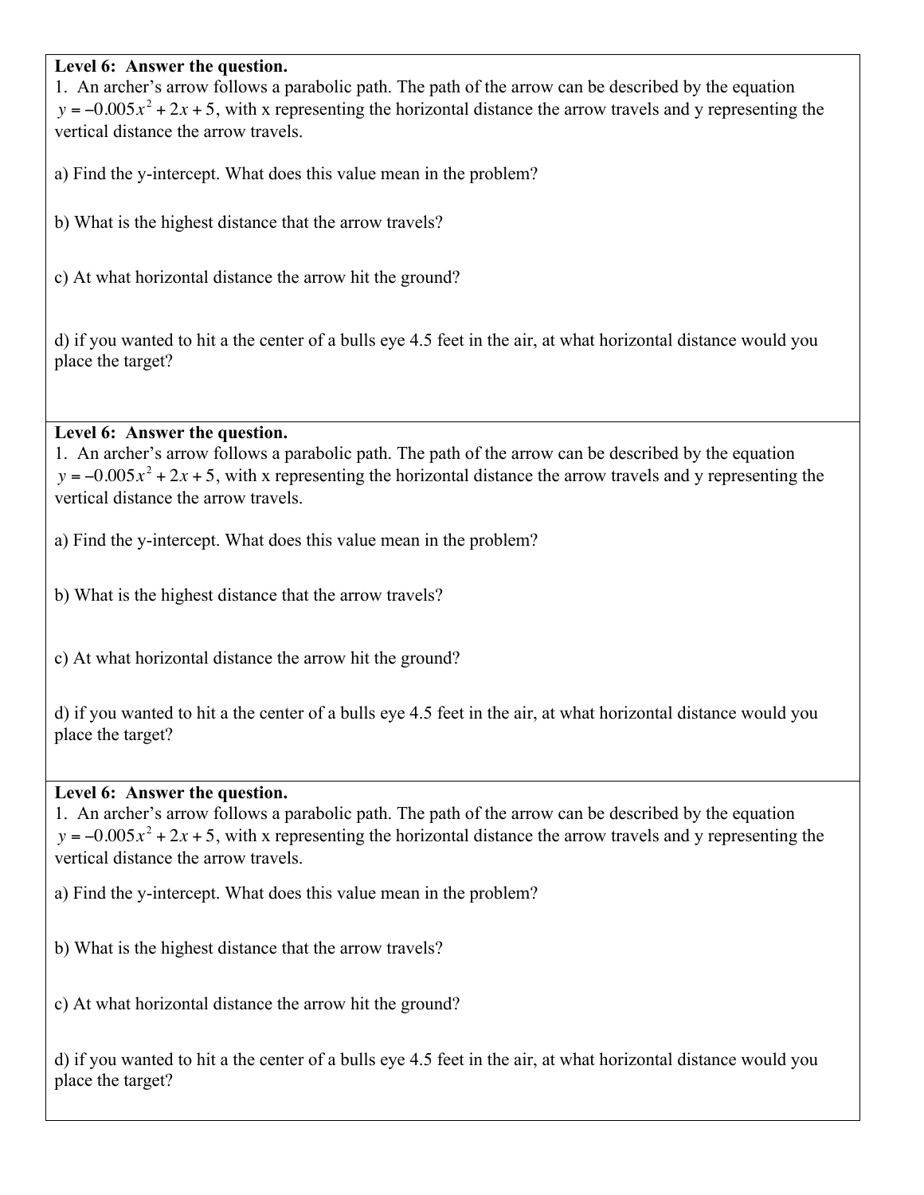**Level 6: Answer the question.**

1. An archer's arrow follows a parabolic path. The path of the arrow can be described by the equation $y = -0.005x^2 + 2x + 5$, with x representing the horizontal distance the arrow travels and y representing the vertical distance the arrow travels.

a) Find the y-intercept. What does this value mean in the problem?

b) What is the highest distance that the arrow travels?

c) At what horizontal distance the arrow hit the ground?

d) if you wanted to hit a the center of a bulls eye 4.5 feet in the air, at what horizontal distance would you place the target?

**Level 6: Answer the question.**

1. An archer's arrow follows a parabolic path. The path of the arrow can be described by the equation $y = -0.005x^2 + 2x + 5$, with x representing the horizontal distance the arrow travels and y representing the vertical distance the arrow travels.

a) Find the y-intercept. What does this value mean in the problem?

b) What is the highest distance that the arrow travels?

c) At what horizontal distance the arrow hit the ground?

d) if you wanted to hit a the center of a bulls eye 4.5 feet in the air, at what horizontal distance would you place the target?

**Level 6: Answer the question.**

1. An archer's arrow follows a parabolic path. The path of the arrow can be described by the equation $y = -0.005x^2 + 2x + 5$, with x representing the horizontal distance the arrow travels and y representing the vertical distance the arrow travels.

a) Find the y-intercept. What does this value mean in the problem?

b) What is the highest distance that the arrow travels?

c) At what horizontal distance the arrow hit the ground?

d) if you wanted to hit a the center of a bulls eye 4.5 feet in the air, at what horizontal distance would you place the target?